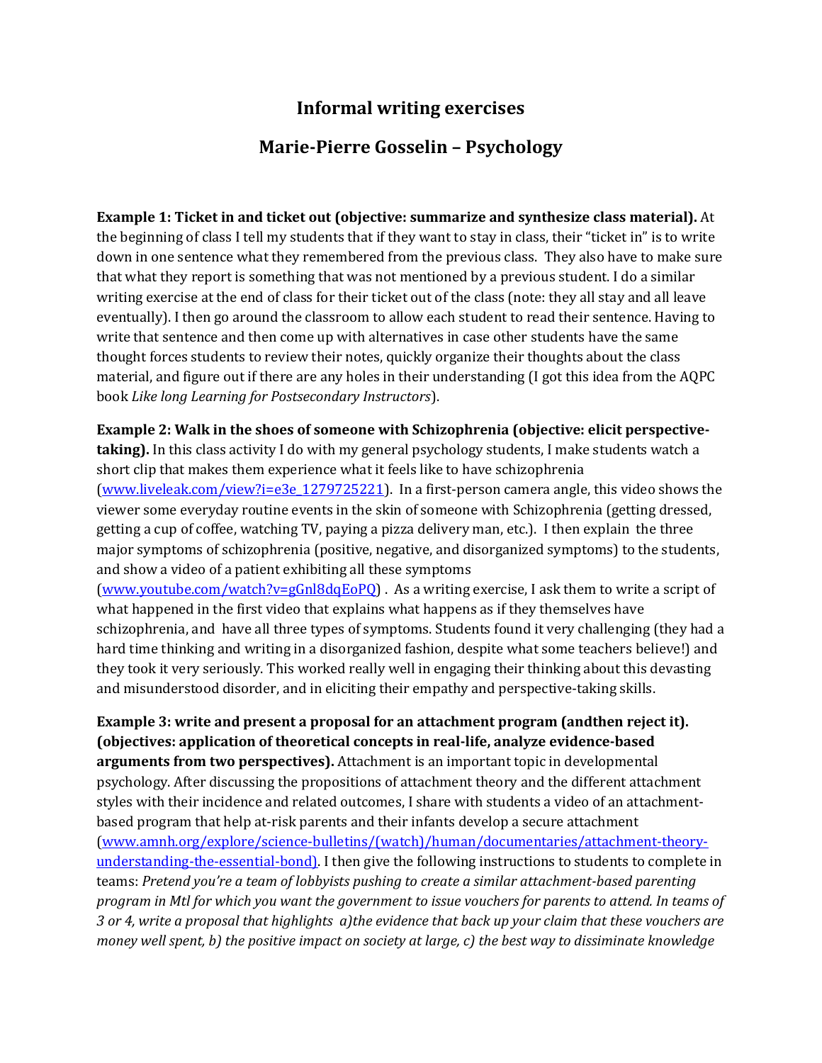# Informal writing exercises

## Marie-Pierre Gosselin – Psychology

**Example 1: Ticket in and ticket out (objective: summarize and synthesize class material).** At the beginning of class I tell my students that if they want to stay in class, their "ticket in" is to write down in one sentence what they remembered from the previous class. They also have to make sure that what they report is something that was not mentioned by a previous student. I do a similar writing exercise at the end of class for their ticket out of the class (note: they all stay and all leave eventually). I then go around the classroom to allow each student to read their sentence. Having to write that sentence and then come up with alternatives in case other students have the same thought forces students to review their notes, quickly organize their thoughts about the class material, and figure out if there are any holes in their understanding (I got this idea from the AQPC book *Like long Learning for Postsecondary Instructors*).

**Example 2: Walk in the shoes of someone with Schizophrenia (objective: elicit perspective-taking).** In this class activity I do with my general psychology students, I make students watch a short clip that makes them experience what it feels like to have schizophrenia (www.liveleak.com/view?i=e3e_1279725221). In a first-person camera angle, this video shows the viewer some everyday routine events in the skin of someone with Schizophrenia (getting dressed, getting a cup of coffee, watching TV, paying a pizza delivery man, etc.). I then explain the three major symptoms of schizophrenia (positive, negative, and disorganized symptoms) to the students, and show a video of a patient exhibiting all these symptoms (www.youtube.com/watch?v=gGnl8dqEoPQ) . As a writing exercise, I ask them to write a script of what happened in the first video that explains what happens as if they themselves have schizophrenia, and have all three types of symptoms. Students found it very challenging (they had a hard time thinking and writing in a disorganized fashion, despite what some teachers believe!) and they took it very seriously. This worked really well in engaging their thinking about this devasting and misunderstood disorder, and in eliciting their empathy and perspective-taking skills.

**Example 3: write and present a proposal for an attachment program (andthen reject it). (objectives: application of theoretical concepts in real-life, analyze evidence-based arguments from two perspectives).** Attachment is an important topic in developmental psychology. After discussing the propositions of attachment theory and the different attachment styles with their incidence and related outcomes, I share with students a video of an attachment-based program that help at-risk parents and their infants develop a secure attachment (www.amnh.org/explore/science-bulletins/(watch)/human/documentaries/attachment-theory-understanding-the-essential-bond). I then give the following instructions to students to complete in teams: *Pretend you're a team of lobbyists pushing to create a similar attachment-based parenting program in Mtl for which you want the government to issue vouchers for parents to attend. In teams of 3 or 4, write a proposal that highlights a)the evidence that back up your claim that these vouchers are money well spent, b) the positive impact on society at large, c) the best way to dissiminate knowledge*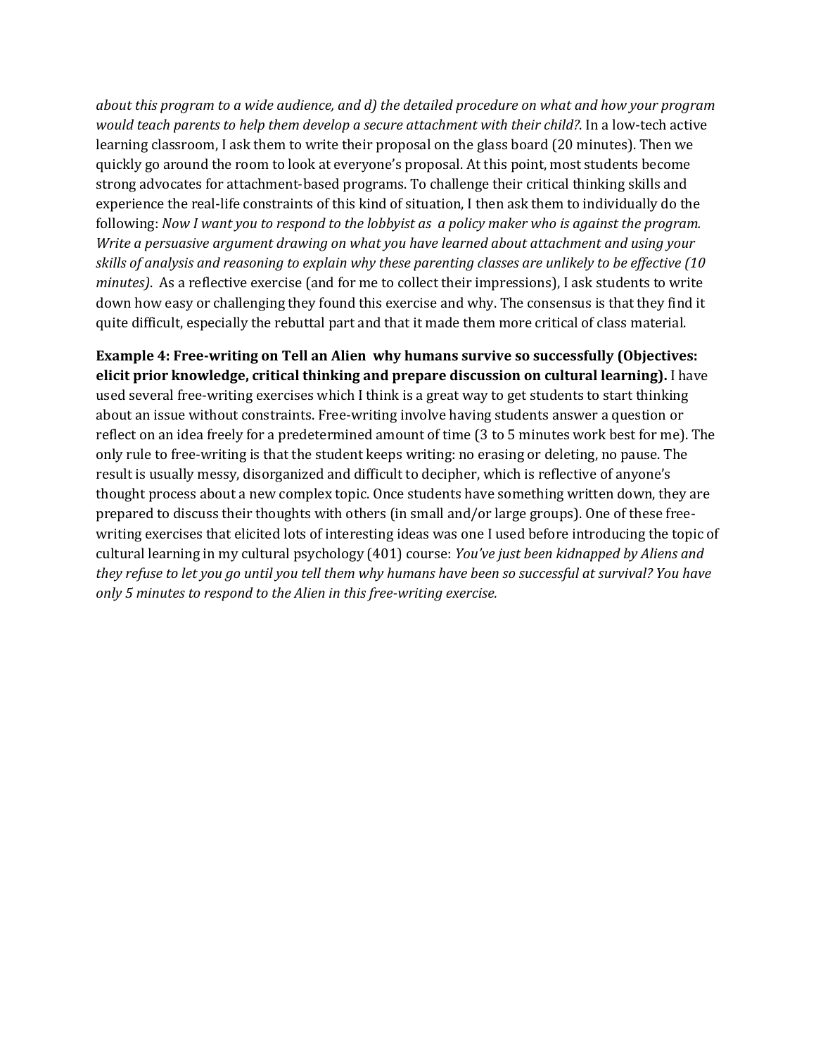*about this program to a wide audience, and d) the detailed procedure on what and how your program would teach parents to help them develop a secure attachment with their child?*. In a low-tech active learning classroom, I ask them to write their proposal on the glass board (20 minutes). Then we quickly go around the room to look at everyone's proposal. At this point, most students become strong advocates for attachment-based programs. To challenge their critical thinking skills and experience the real-life constraints of this kind of situation, I then ask them to individually do the following: *Now I want you to respond to the lobbyist as a policy maker who is against the program. Write a persuasive argument drawing on what you have learned about attachment and using your skills of analysis and reasoning to explain why these parenting classes are unlikely to be effective (10 minutes)*. As a reflective exercise (and for me to collect their impressions), I ask students to write down how easy or challenging they found this exercise and why. The consensus is that they find it quite difficult, especially the rebuttal part and that it made them more critical of class material.

**Example 4: Free-writing on Tell an Alien why humans survive so successfully (Objectives: elicit prior knowledge, critical thinking and prepare discussion on cultural learning).** I have used several free-writing exercises which I think is a great way to get students to start thinking about an issue without constraints. Free-writing involve having students answer a question or reflect on an idea freely for a predetermined amount of time (3 to 5 minutes work best for me). The only rule to free-writing is that the student keeps writing: no erasing or deleting, no pause. The result is usually messy, disorganized and difficult to decipher, which is reflective of anyone's thought process about a new complex topic. Once students have something written down, they are prepared to discuss their thoughts with others (in small and/or large groups). One of these free-writing exercises that elicited lots of interesting ideas was one I used before introducing the topic of cultural learning in my cultural psychology (401) course: *You've just been kidnapped by Aliens and they refuse to let you go until you tell them why humans have been so successful at survival? You have only 5 minutes to respond to the Alien in this free-writing exercise.*